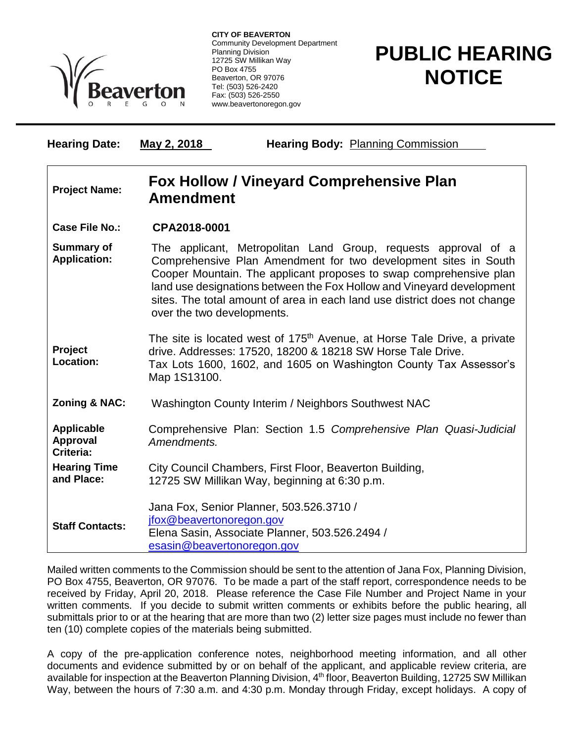**CITY OF BEAVERTON**
Community Development Department
Planning Division
12725 SW Millikan Way
PO Box 4755
Beaverton, OR 97076
Tel: (503) 526-2420
Fax: (503) 526-2550
www.beavertonoregon.gov

# PUBLIC HEARING NOTICE

**Hearing Date:** May 2, 2018 **Hearing Body:** Planning Commission

| | |
|---|---|
| **Project Name:** | **Fox Hollow / Vineyard Comprehensive Plan Amendment** |
| **Case File No.:** | **CPA2018-0001** |
| **Summary of Application:** | The applicant, Metropolitan Land Group, requests approval of a Comprehensive Plan Amendment for two development sites in South Cooper Mountain. The applicant proposes to swap comprehensive plan land use designations between the Fox Hollow and Vineyard development sites. The total amount of area in each land use district does not change over the two developments. |
| **Project Location:** | The site is located west of 175th Avenue, at Horse Tale Drive, a private drive. Addresses: 17520, 18200 & 18218 SW Horse Tale Drive. Tax Lots 1600, 1602, and 1605 on Washington County Tax Assessor's Map 1S13100. |
| **Zoning & NAC:** | Washington County Interim / Neighbors Southwest NAC |
| **Applicable Approval Criteria:** | Comprehensive Plan: Section 1.5 *Comprehensive Plan Quasi-Judicial Amendments.* |
| **Hearing Time and Place:** | City Council Chambers, First Floor, Beaverton Building, 12725 SW Millikan Way, beginning at 6:30 p.m. |
| **Staff Contacts:** | Jana Fox, Senior Planner, 503.526.3710 / jfox@beavertonoregon.gov<br>Elena Sasin, Associate Planner, 503.526.2494 / esasin@beavertonoregon.gov |

Mailed written comments to the Commission should be sent to the attention of Jana Fox, Planning Division, PO Box 4755, Beaverton, OR 97076. To be made a part of the staff report, correspondence needs to be received by Friday, April 20, 2018. Please reference the Case File Number and Project Name in your written comments. If you decide to submit written comments or exhibits before the public hearing, all submittals prior to or at the hearing that are more than two (2) letter size pages must include no fewer than ten (10) complete copies of the materials being submitted.

A copy of the pre-application conference notes, neighborhood meeting information, and all other documents and evidence submitted by or on behalf of the applicant, and applicable review criteria, are available for inspection at the Beaverton Planning Division, 4th floor, Beaverton Building, 12725 SW Millikan Way, between the hours of 7:30 a.m. and 4:30 p.m. Monday through Friday, except holidays. A copy of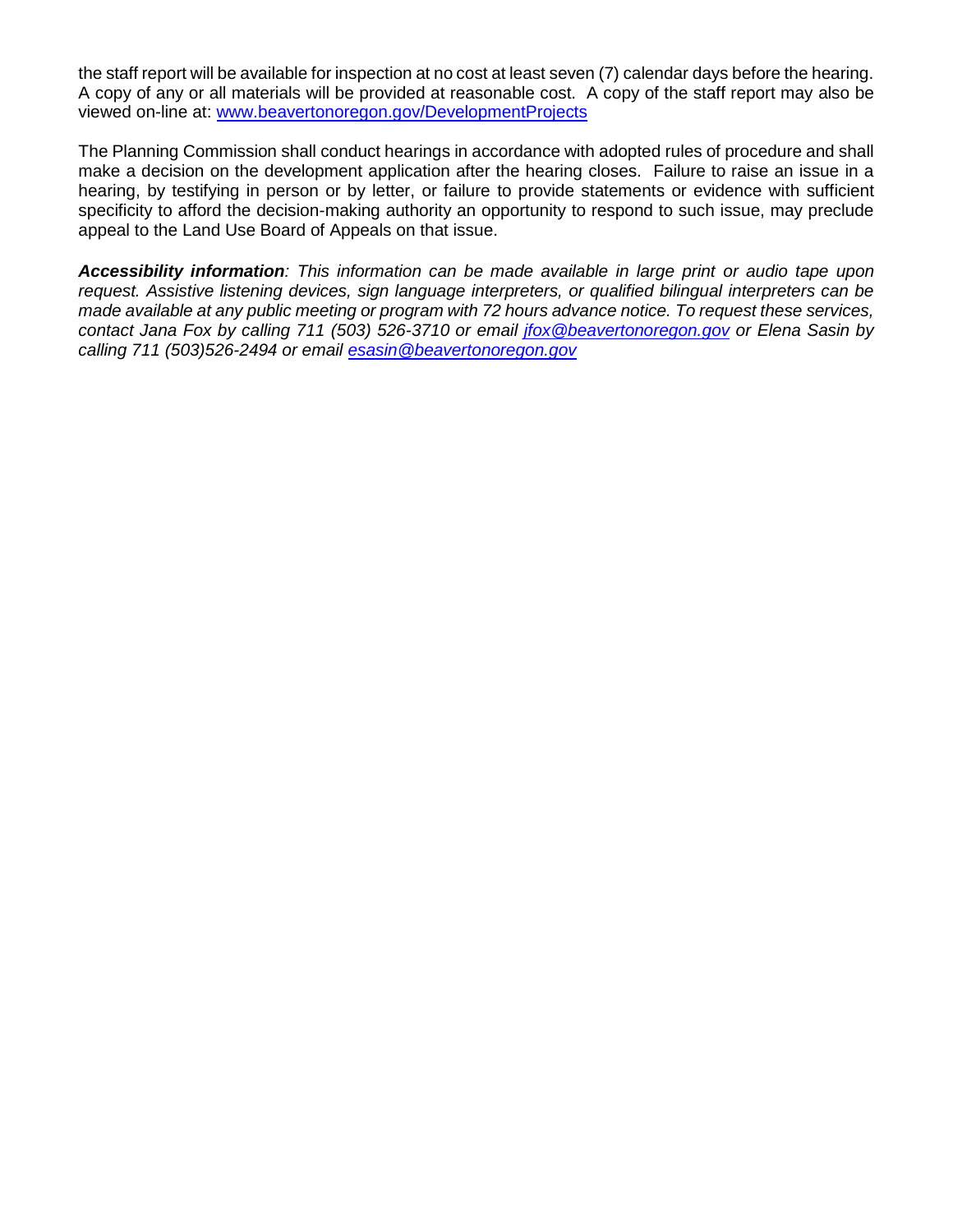the staff report will be available for inspection at no cost at least seven (7) calendar days before the hearing. A copy of any or all materials will be provided at reasonable cost. A copy of the staff report may also be viewed on-line at: [www.beavertonoregon.gov/DevelopmentProjects](http://www.beavertonoregon.gov/DevelopmentProjects)

The Planning Commission shall conduct hearings in accordance with adopted rules of procedure and shall make a decision on the development application after the hearing closes. Failure to raise an issue in a hearing, by testifying in person or by letter, or failure to provide statements or evidence with sufficient specificity to afford the decision-making authority an opportunity to respond to such issue, may preclude appeal to the Land Use Board of Appeals on that issue.

***Accessibility information****: This information can be made available in large print or audio tape upon request. Assistive listening devices, sign language interpreters, or qualified bilingual interpreters can be made available at any public meeting or program with 72 hours advance notice. To request these services, contact Jana Fox by calling 711 (503) 526-3710 or email [jfox@beavertonoregon.gov](mailto:jfox@beavertonoregon.gov) or Elena Sasin by calling 711 (503)526-2494 or email [esasin@beavertonoregon.gov](mailto:esasin@beavertonoregon.gov)*